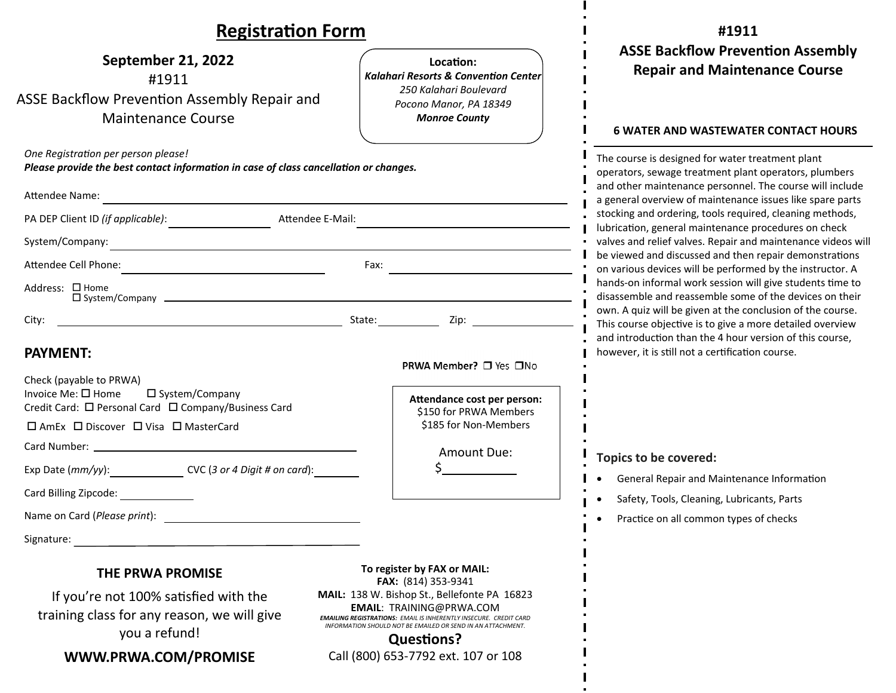# Registration Form

**September 21, 2022**

#1911

ASSE Backflow Prevention Assembly Repair and Maintenance Course

**Location:**
***Kalahari Resorts & Convention Center***
*250 Kalahari Boulevard*
*Pocono Manor, PA 18349*
***Monroe County***

*One Registration per person please!*
***Please provide the best contact information in case of class cancellation or changes.***

Attendee Name: ____________________

PA DEP Client ID *(if applicable)*: ____________ Attendee E-Mail: ____________

System/Company: ____________________

Attendee Cell Phone: ____________ Fax: ____________

Address: ☐ Home ☐ System/Company ____________________

City: ____________ State: ________ Zip: ________

## PAYMENT:

**PRWA Member?** ☐ Yes ☐ No

Check (payable to PRWA)

Invoice Me: ☐ Home ☐ System/Company

Credit Card: ☐ Personal Card ☐ Company/Business Card

☐ AmEx ☐ Discover ☐ Visa ☐ MasterCard

Card Number: ____________________

Exp Date (*mm/yy*): ________ CVC (*3 or 4 Digit # on card*): ________

Card Billing Zipcode: ________

Name on Card (*Please print*): ____________________

Signature: ____________________

**Attendance cost per person:**
$150 for PRWA Members
$185 for Non-Members

Amount Due:
$________

### THE PRWA PROMISE

If you're not 100% satisfied with the training class for any reason, we will give you a refund!

**WWW.PRWA.COM/PROMISE**

**To register by FAX or MAIL:**
**FAX:** (814) 353-9341
**MAIL:** 138 W. Bishop St., Bellefonte PA 16823
**EMAIL**: TRAINING@PRWA.COM

***EMAILING REGISTRATIONS:** EMAIL IS INHERENTLY INSECURE. CREDIT CARD INFORMATION SHOULD NOT BE EMAILED OR SEND IN AN ATTACHMENT.*

**Questions?**
Call (800) 653-7792 ext. 107 or 108

---

## #1911
## ASSE Backflow Prevention Assembly Repair and Maintenance Course

**6 WATER AND WASTEWATER CONTACT HOURS**

The course is designed for water treatment plant operators, sewage treatment plant operators, plumbers and other maintenance personnel. The course will include a general overview of maintenance issues like spare parts stocking and ordering, tools required, cleaning methods, lubrication, general maintenance procedures on check valves and relief valves. Repair and maintenance videos will be viewed and discussed and then repair demonstrations on various devices will be performed by the instructor. A hands-on informal work session will give students time to disassemble and reassemble some of the devices on their own. A quiz will be given at the conclusion of the course. This course objective is to give a more detailed overview and introduction than the 4 hour version of this course, however, it is still not a certification course.

### Topics to be covered:

- General Repair and Maintenance Information
- Safety, Tools, Cleaning, Lubricants, Parts
- Practice on all common types of checks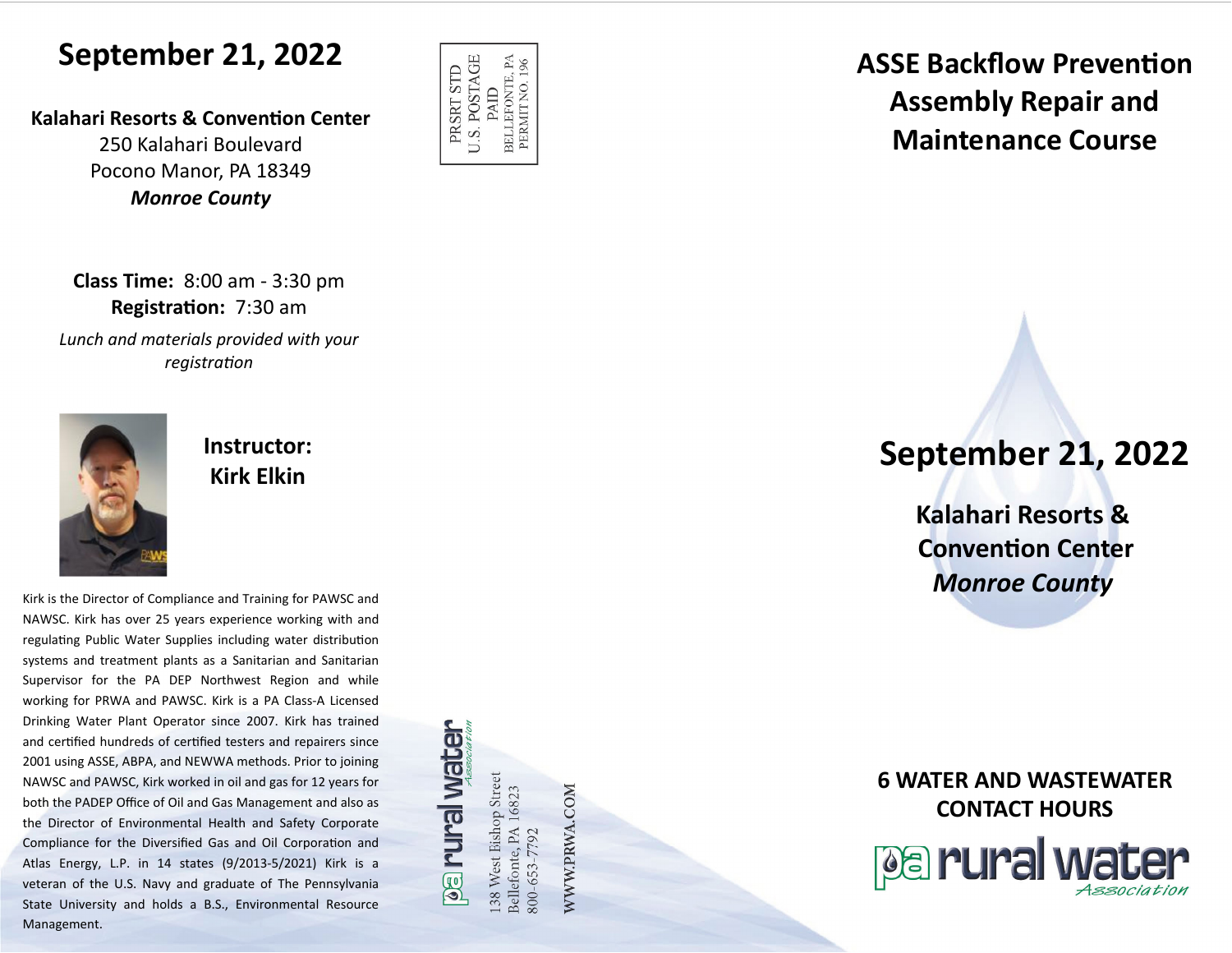# September 21, 2022

**Kalahari Resorts & Convention Center**
250 Kalahari Boulevard
Pocono Manor, PA 18349
***Monroe County***

**Class Time:** 8:00 am - 3:30 pm
**Registration:** 7:30 am

*Lunch and materials provided with your registration*

**Instructor:**
**Kirk Elkin**

Kirk is the Director of Compliance and Training for PAWSC and NAWSC. Kirk has over 25 years experience working with and regulating Public Water Supplies including water distribution systems and treatment plants as a Sanitarian and Sanitarian Supervisor for the PA DEP Northwest Region and while working for PRWA and PAWSC. Kirk is a PA Class-A Licensed Drinking Water Plant Operator since 2007. Kirk has trained and certified hundreds of certified testers and repairers since 2001 using ASSE, ABPA, and NEWWA methods. Prior to joining NAWSC and PAWSC, Kirk worked in oil and gas for 12 years for both the PADEP Office of Oil and Gas Management and also as the Director of Environmental Health and Safety Corporate Compliance for the Diversified Gas and Oil Corporation and Atlas Energy, L.P. in 14 states (9/2013-5/2021) Kirk is a veteran of the U.S. Navy and graduate of The Pennsylvania State University and holds a B.S., Environmental Resource Management.

PRSRT STD
U.S. POSTAGE
PAID
BELLEFONTE, PA
PERMIT NO. 196

pa rural water Association
138 West Bishop Street
Bellefonte, PA 16823
800-653-7792

WWW.PRWA.COM

# ASSE Backflow Prevention Assembly Repair and Maintenance Course

## September 21, 2022

**Kalahari Resorts & Convention Center**
***Monroe County***

**6 WATER AND WASTEWATER CONTACT HOURS**

pa rural water Association